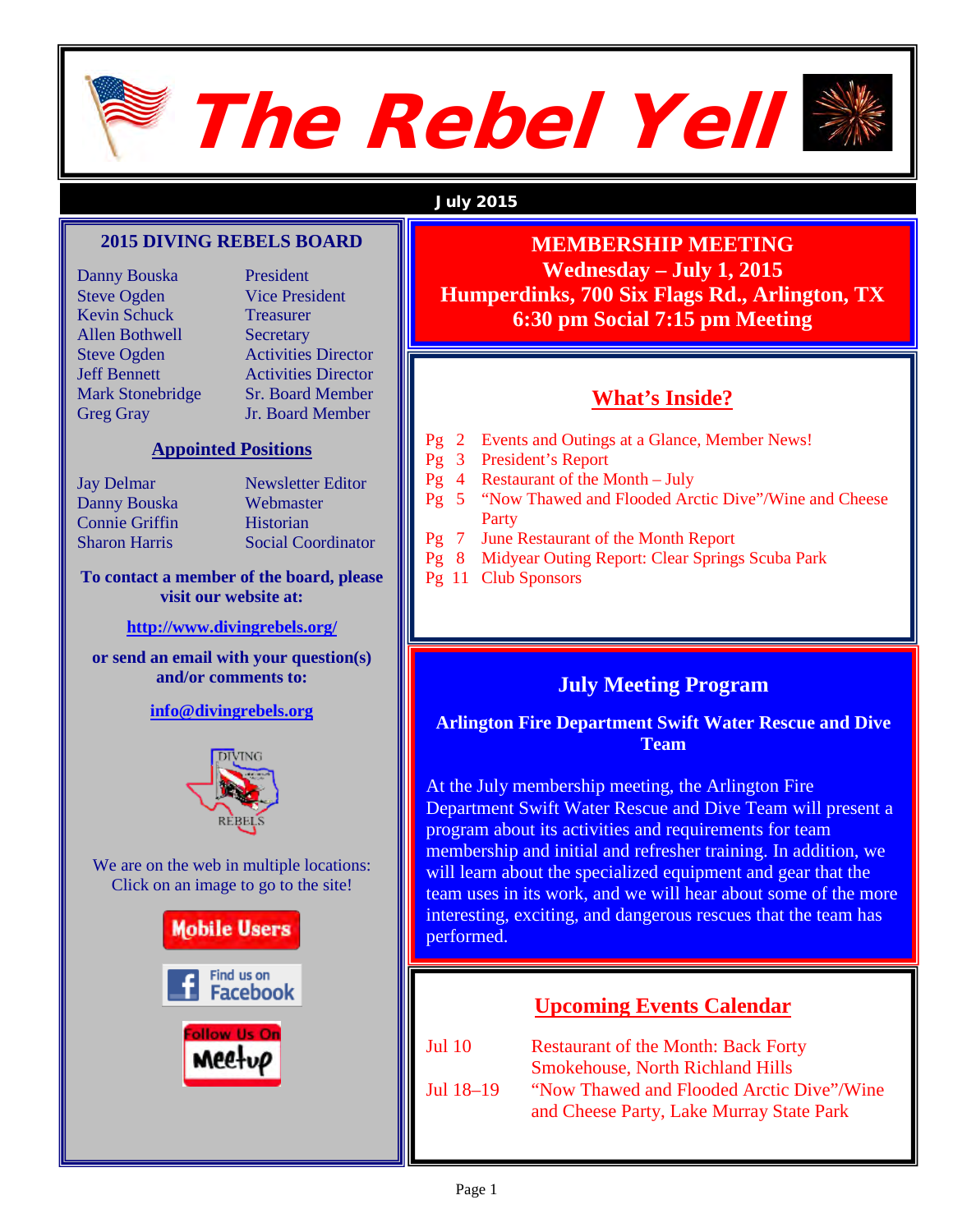# The Rebel Yell

**July 2015**

## 2015 DIVING REBELS BOARD

| | |
|---|---|
| Danny Bouska | President |
| Steve Ogden | Vice President |
| Kevin Schuck | Treasurer |
| Allen Bothwell | Secretary |
| Steve Ogden | Activities Director |
| Jeff Bennett | Activities Director |
| Mark Stonebridge | Sr. Board Member |
| Greg Gray | Jr. Board Member |

### Appointed Positions

| | |
|---|---|
| Jay Delmar | Newsletter Editor |
| Danny Bouska | Webmaster |
| Connie Griffin | Historian |
| Sharon Harris | Social Coordinator |

**To contact a member of the board, please visit our website at:**

**http://www.divingrebels.org/**

**or send an email with your question(s) and/or comments to:**

**info@divingrebels.org**

We are on the web in multiple locations: Click on an image to go to the site!

Mobile Users

Find us on Facebook

Follow Us On Meetup

## MEMBERSHIP MEETING

**Wednesday – July 1, 2015**
**Humperdinks, 700 Six Flags Rd., Arlington, TX**
**6:30 pm Social 7:15 pm Meeting**

## What's Inside?

| | |
|---|---|
| Pg 2 | Events and Outings at a Glance, Member News! |
| Pg 3 | President's Report |
| Pg 4 | Restaurant of the Month – July |
| Pg 5 | "Now Thawed and Flooded Arctic Dive"/Wine and Cheese Party |
| Pg 7 | June Restaurant of the Month Report |
| Pg 8 | Midyear Outing Report: Clear Springs Scuba Park |
| Pg 11 | Club Sponsors |

## July Meeting Program

### Arlington Fire Department Swift Water Rescue and Dive Team

At the July membership meeting, the Arlington Fire Department Swift Water Rescue and Dive Team will present a program about its activities and requirements for team membership and initial and refresher training. In addition, we will learn about the specialized equipment and gear that the team uses in its work, and we will hear about some of the more interesting, exciting, and dangerous rescues that the team has performed.

## Upcoming Events Calendar

| | |
|---|---|
| Jul 10 | Restaurant of the Month: Back Forty Smokehouse, North Richland Hills |
| Jul 18–19 | "Now Thawed and Flooded Arctic Dive"/Wine and Cheese Party, Lake Murray State Park |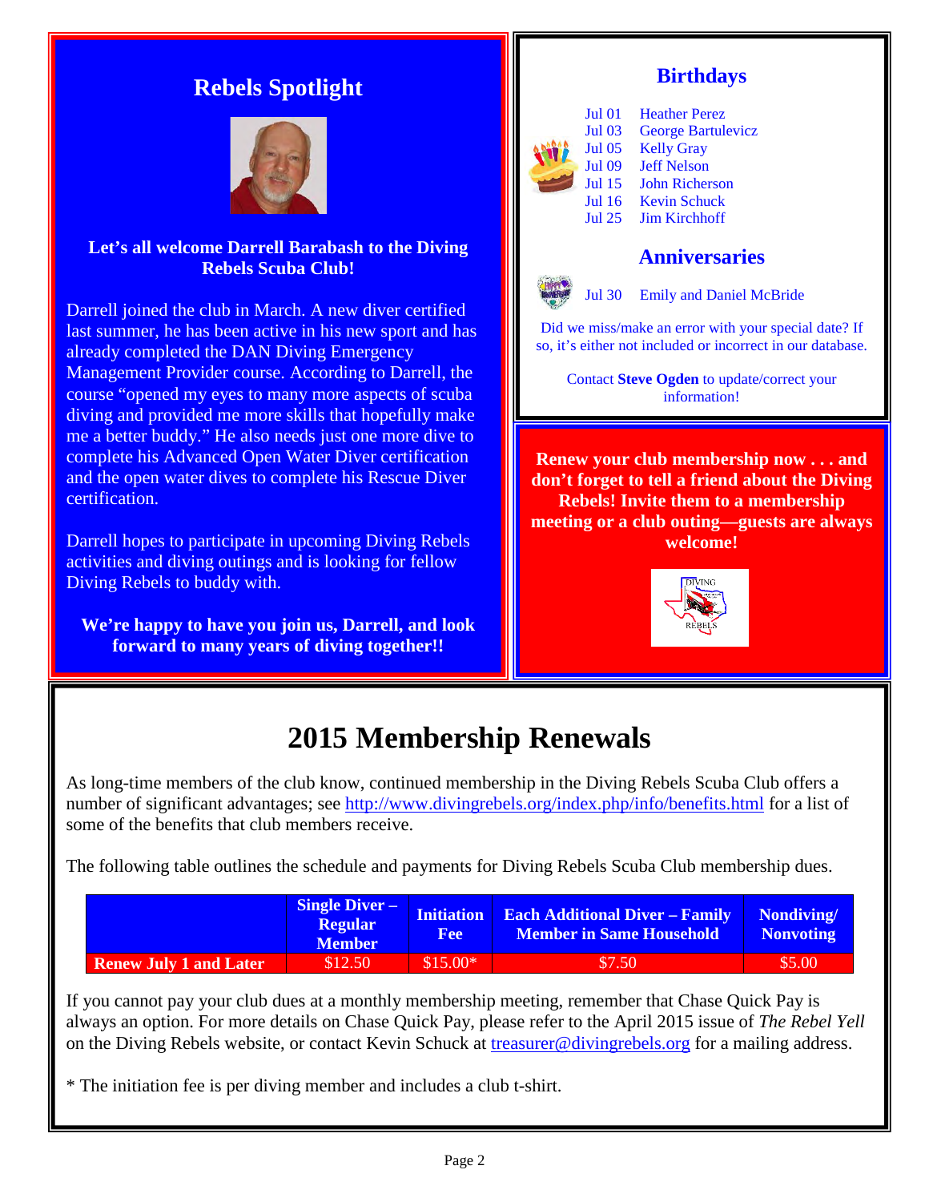## Rebels Spotlight

**Let's all welcome Darrell Barabash to the Diving Rebels Scuba Club!**

Darrell joined the club in March. A new diver certified last summer, he has been active in his new sport and has already completed the DAN Diving Emergency Management Provider course. According to Darrell, the course "opened my eyes to many more aspects of scuba diving and provided me more skills that hopefully make me a better buddy." He also needs just one more dive to complete his Advanced Open Water Diver certification and the open water dives to complete his Rescue Diver certification.

Darrell hopes to participate in upcoming Diving Rebels activities and diving outings and is looking for fellow Diving Rebels to buddy with.

**We're happy to have you join us, Darrell, and look forward to many years of diving together!!**

## Birthdays

| | |
|---|---|
| Jul 01 | Heather Perez |
| Jul 03 | George Bartulevicz |
| Jul 05 | Kelly Gray |
| Jul 09 | Jeff Nelson |
| Jul 15 | John Richerson |
| Jul 16 | Kevin Schuck |
| Jul 25 | Jim Kirchhoff |

## Anniversaries

Jul 30 Emily and Daniel McBride

Did we miss/make an error with your special date? If so, it's either not included or incorrect in our database.

Contact **Steve Ogden** to update/correct your information!

**Renew your club membership now . . . and don't forget to tell a friend about the Diving Rebels! Invite them to a membership meeting or a club outing—guests are always welcome!**

# 2015 Membership Renewals

As long-time members of the club know, continued membership in the Diving Rebels Scuba Club offers a number of significant advantages; see http://www.divingrebels.org/index.php/info/benefits.html for a list of some of the benefits that club members receive.

The following table outlines the schedule and payments for Diving Rebels Scuba Club membership dues.

| | Single Diver – Regular Member | Initiation Fee | Each Additional Diver – Family Member in Same Household | Nondiving/ Nonvoting |
|---|---|---|---|---|
| **Renew July 1 and Later** | $12.50 | $15.00* | $7.50 | $5.00 |

If you cannot pay your club dues at a monthly membership meeting, remember that Chase Quick Pay is always an option. For more details on Chase Quick Pay, please refer to the April 2015 issue of *The Rebel Yell* on the Diving Rebels website, or contact Kevin Schuck at treasurer@divingrebels.org for a mailing address.

* The initiation fee is per diving member and includes a club t-shirt.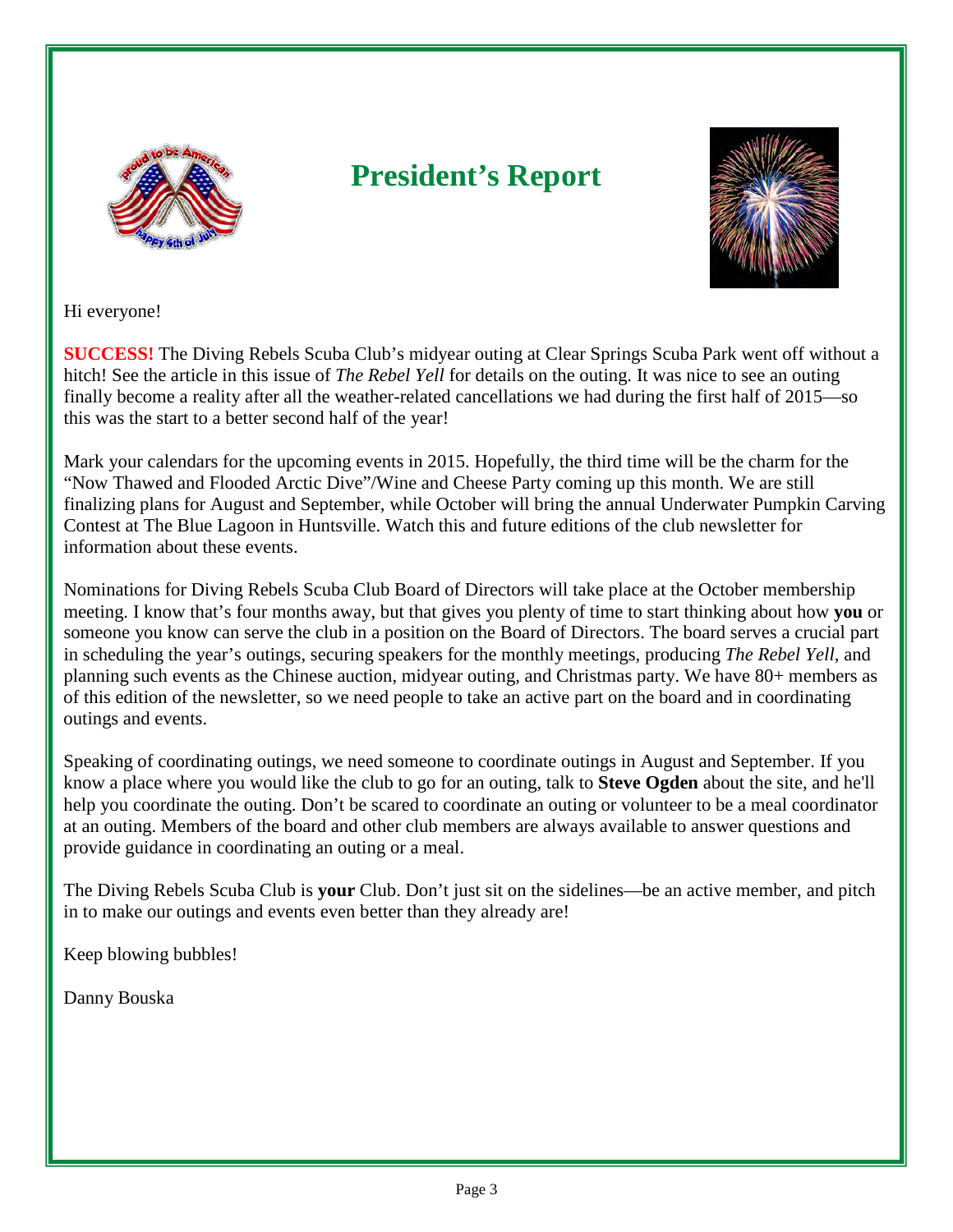# President's Report

Hi everyone!

**SUCCESS!** The Diving Rebels Scuba Club's midyear outing at Clear Springs Scuba Park went off without a hitch! See the article in this issue of *The Rebel Yell* for details on the outing. It was nice to see an outing finally become a reality after all the weather-related cancellations we had during the first half of 2015—so this was the start to a better second half of the year!

Mark your calendars for the upcoming events in 2015. Hopefully, the third time will be the charm for the "Now Thawed and Flooded Arctic Dive"/Wine and Cheese Party coming up this month. We are still finalizing plans for August and September, while October will bring the annual Underwater Pumpkin Carving Contest at The Blue Lagoon in Huntsville. Watch this and future editions of the club newsletter for information about these events.

Nominations for Diving Rebels Scuba Club Board of Directors will take place at the October membership meeting. I know that's four months away, but that gives you plenty of time to start thinking about how **you** or someone you know can serve the club in a position on the Board of Directors. The board serves a crucial part in scheduling the year's outings, securing speakers for the monthly meetings, producing *The Rebel Yell*, and planning such events as the Chinese auction, midyear outing, and Christmas party. We have 80+ members as of this edition of the newsletter, so we need people to take an active part on the board and in coordinating outings and events.

Speaking of coordinating outings, we need someone to coordinate outings in August and September. If you know a place where you would like the club to go for an outing, talk to **Steve Ogden** about the site, and he'll help you coordinate the outing. Don't be scared to coordinate an outing or volunteer to be a meal coordinator at an outing. Members of the board and other club members are always available to answer questions and provide guidance in coordinating an outing or a meal.

The Diving Rebels Scuba Club is **your** Club. Don't just sit on the sidelines—be an active member, and pitch in to make our outings and events even better than they already are!

Keep blowing bubbles!

Danny Bouska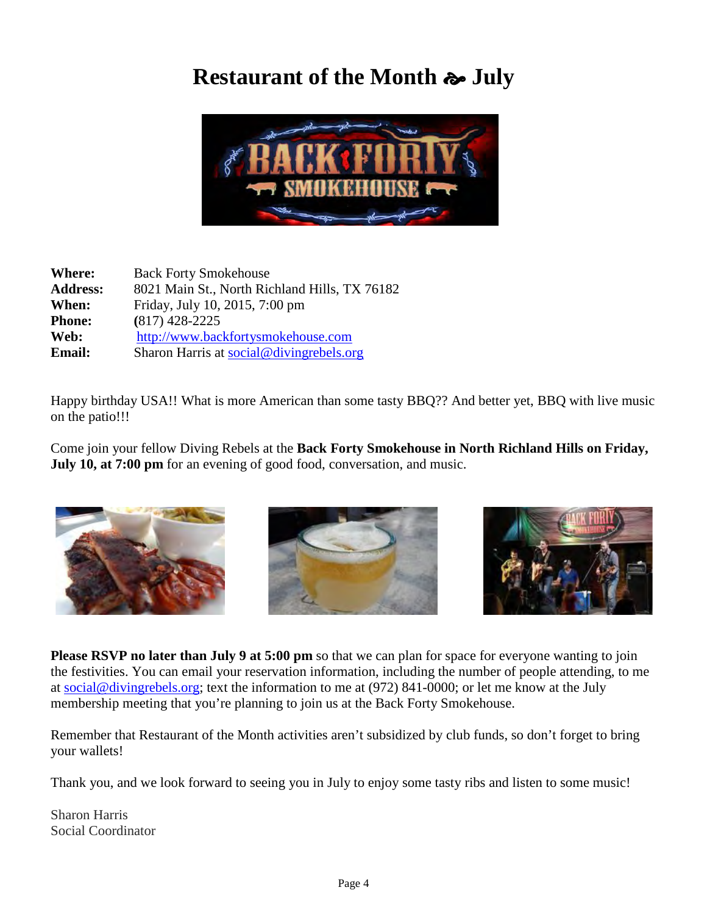# Restaurant of the Month ☙ July

| | |
|---|---|
| **Where:** | Back Forty Smokehouse |
| **Address:** | 8021 Main St., North Richland Hills, TX 76182 |
| **When:** | Friday, July 10, 2015, 7:00 pm |
| **Phone:** | (817) 428-2225 |
| **Web:** | http://www.backfortysmokehouse.com |
| **Email:** | Sharon Harris at social@divingrebels.org |

Happy birthday USA!! What is more American than some tasty BBQ?? And better yet, BBQ with live music on the patio!!!

Come join your fellow Diving Rebels at the **Back Forty Smokehouse in North Richland Hills on Friday, July 10, at 7:00 pm** for an evening of good food, conversation, and music.

**Please RSVP no later than July 9 at 5:00 pm** so that we can plan for space for everyone wanting to join the festivities. You can email your reservation information, including the number of people attending, to me at social@divingrebels.org; text the information to me at (972) 841-0000; or let me know at the July membership meeting that you're planning to join us at the Back Forty Smokehouse.

Remember that Restaurant of the Month activities aren't subsidized by club funds, so don't forget to bring your wallets!

Thank you, and we look forward to seeing you in July to enjoy some tasty ribs and listen to some music!

Sharon Harris
Social Coordinator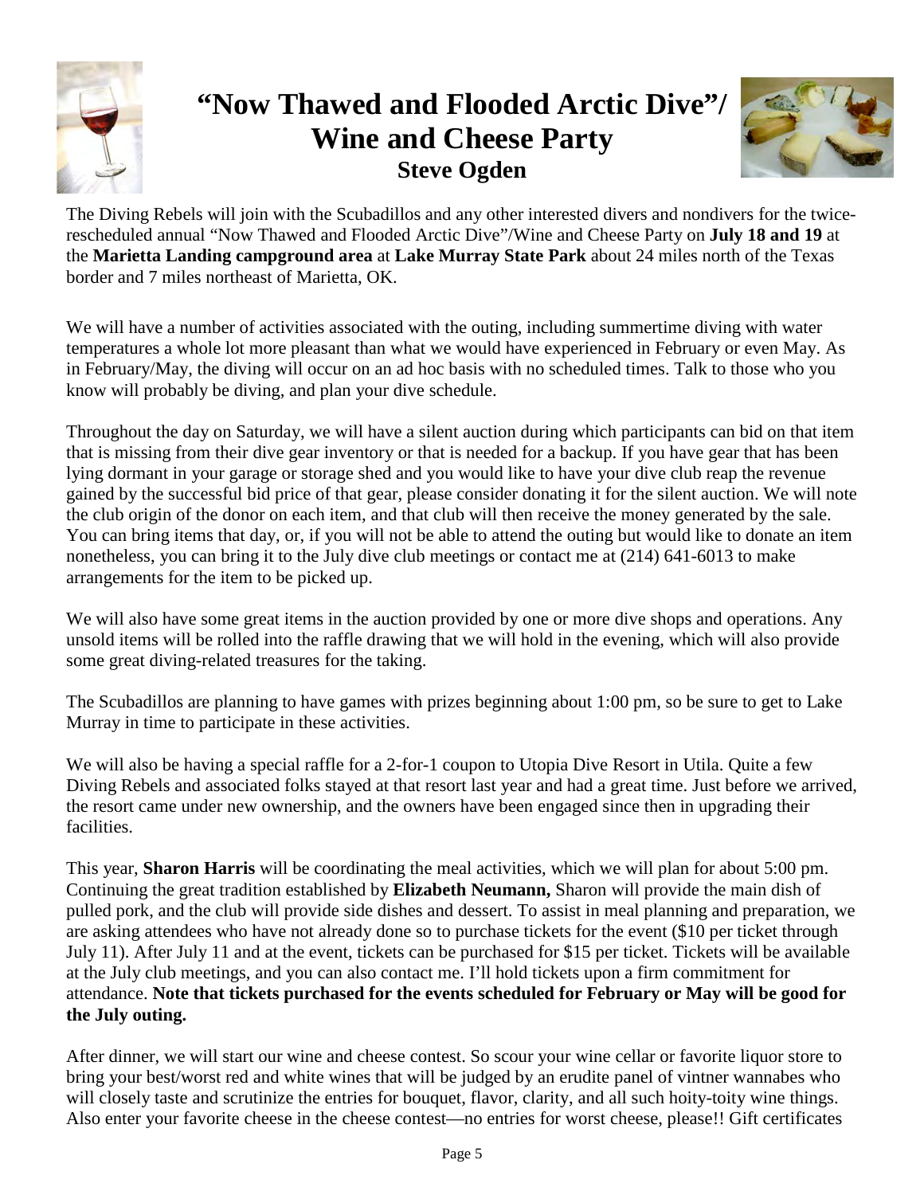# "Now Thawed and Flooded Arctic Dive"/ Wine and Cheese Party

**Steve Ogden**

The Diving Rebels will join with the Scubadillos and any other interested divers and nondivers for the twice-rescheduled annual "Now Thawed and Flooded Arctic Dive"/Wine and Cheese Party on **July 18 and 19** at the **Marietta Landing campground area** at **Lake Murray State Park** about 24 miles north of the Texas border and 7 miles northeast of Marietta, OK.

We will have a number of activities associated with the outing, including summertime diving with water temperatures a whole lot more pleasant than what we would have experienced in February or even May. As in February/May, the diving will occur on an ad hoc basis with no scheduled times. Talk to those who you know will probably be diving, and plan your dive schedule.

Throughout the day on Saturday, we will have a silent auction during which participants can bid on that item that is missing from their dive gear inventory or that is needed for a backup. If you have gear that has been lying dormant in your garage or storage shed and you would like to have your dive club reap the revenue gained by the successful bid price of that gear, please consider donating it for the silent auction. We will note the club origin of the donor on each item, and that club will then receive the money generated by the sale. You can bring items that day, or, if you will not be able to attend the outing but would like to donate an item nonetheless, you can bring it to the July dive club meetings or contact me at (214) 641-6013 to make arrangements for the item to be picked up.

We will also have some great items in the auction provided by one or more dive shops and operations. Any unsold items will be rolled into the raffle drawing that we will hold in the evening, which will also provide some great diving-related treasures for the taking.

The Scubadillos are planning to have games with prizes beginning about 1:00 pm, so be sure to get to Lake Murray in time to participate in these activities.

We will also be having a special raffle for a 2-for-1 coupon to Utopia Dive Resort in Utila. Quite a few Diving Rebels and associated folks stayed at that resort last year and had a great time. Just before we arrived, the resort came under new ownership, and the owners have been engaged since then in upgrading their facilities.

This year, **Sharon Harris** will be coordinating the meal activities, which we will plan for about 5:00 pm. Continuing the great tradition established by **Elizabeth Neumann,** Sharon will provide the main dish of pulled pork, and the club will provide side dishes and dessert. To assist in meal planning and preparation, we are asking attendees who have not already done so to purchase tickets for the event ($10 per ticket through July 11). After July 11 and at the event, tickets can be purchased for $15 per ticket. Tickets will be available at the July club meetings, and you can also contact me. I'll hold tickets upon a firm commitment for attendance. **Note that tickets purchased for the events scheduled for February or May will be good for the July outing.**

After dinner, we will start our wine and cheese contest. So scour your wine cellar or favorite liquor store to bring your best/worst red and white wines that will be judged by an erudite panel of vintner wannabes who will closely taste and scrutinize the entries for bouquet, flavor, clarity, and all such hoity-toity wine things. Also enter your favorite cheese in the cheese contest—no entries for worst cheese, please!! Gift certificates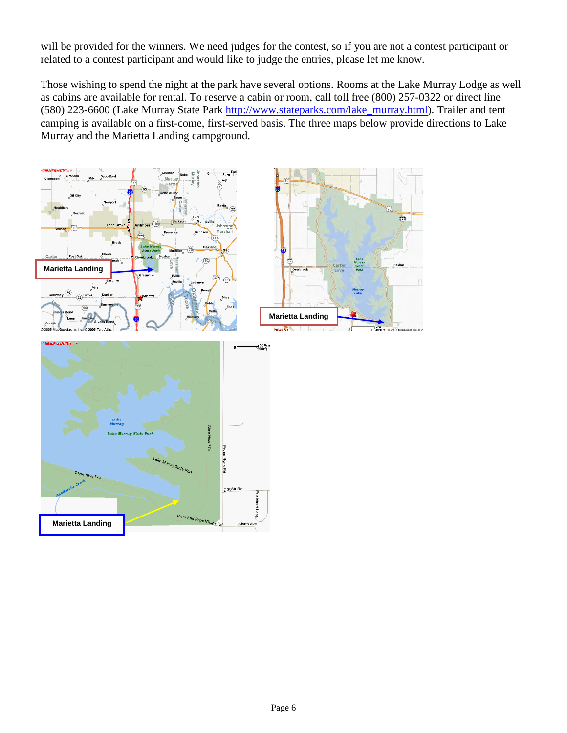will be provided for the winners. We need judges for the contest, so if you are not a contest participant or related to a contest participant and would like to judge the entries, please let me know.

Those wishing to spend the night at the park have several options. Rooms at the Lake Murray Lodge as well as cabins are available for rental. To reserve a cabin or room, call toll free (800) 257-0322 or direct line (580) 223-6600 (Lake Murray State Park http://www.stateparks.com/lake_murray.html). Trailer and tent camping is available on a first-come, first-served basis. The three maps below provide directions to Lake Murray and the Marietta Landing campground.

Marietta Landing

Marietta Landing

Marietta Landing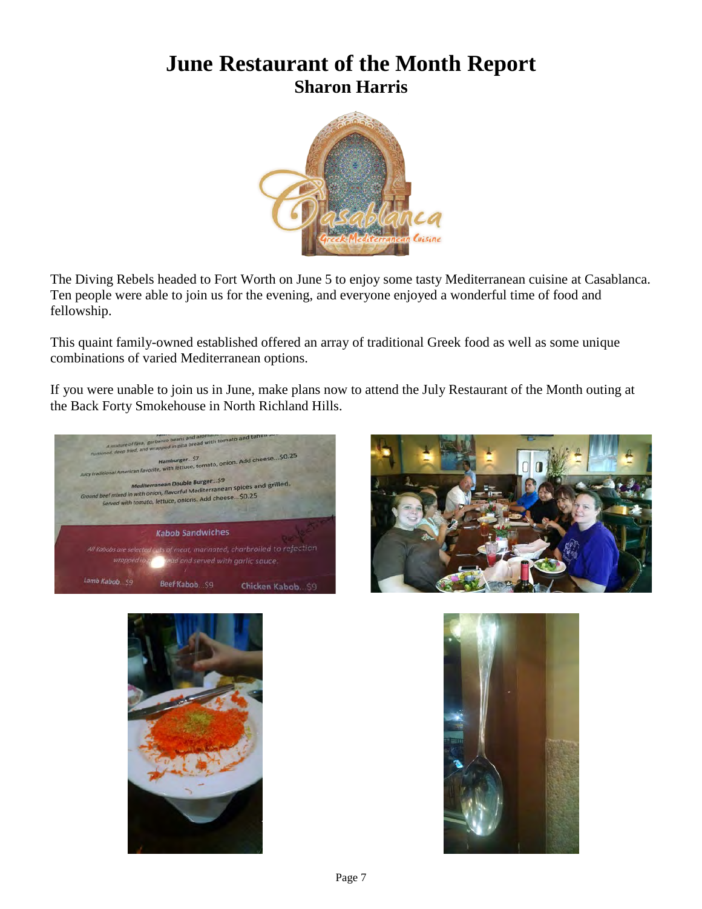# June Restaurant of the Month Report

## Sharon Harris

The Diving Rebels headed to Fort Worth on June 5 to enjoy some tasty Mediterranean cuisine at Casablanca. Ten people were able to join us for the evening, and everyone enjoyed a wonderful time of food and fellowship.

This quaint family-owned established offered an array of traditional Greek food as well as some unique combinations of varied Mediterranean options.

If you were unable to join us in June, make plans now to attend the July Restaurant of the Month outing at the Back Forty Smokehouse in North Richland Hills.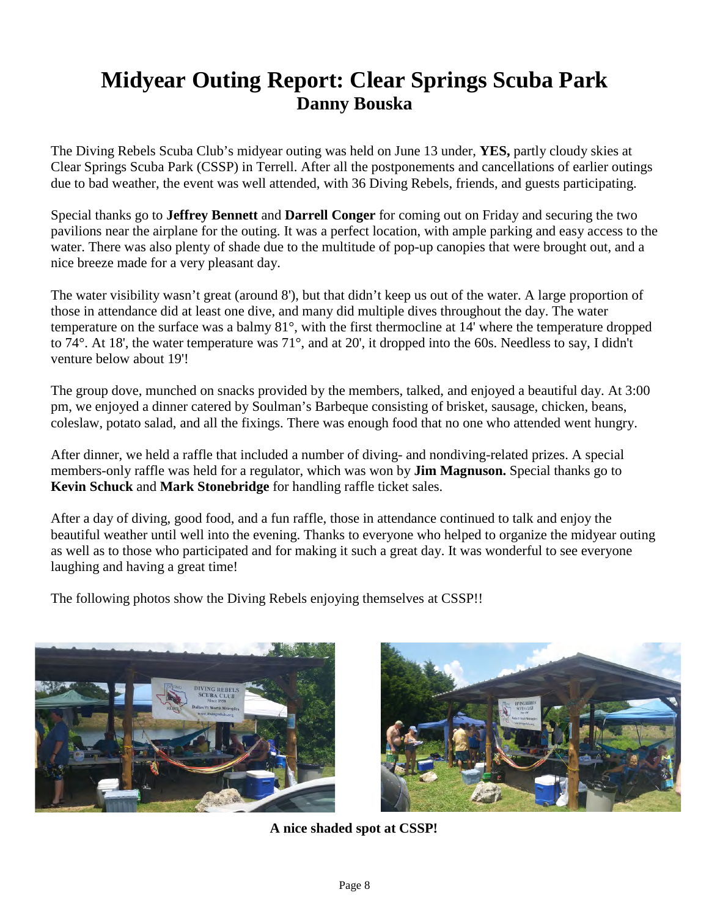# Midyear Outing Report: Clear Springs Scuba Park

## Danny Bouska

The Diving Rebels Scuba Club's midyear outing was held on June 13 under, **YES,** partly cloudy skies at Clear Springs Scuba Park (CSSP) in Terrell. After all the postponements and cancellations of earlier outings due to bad weather, the event was well attended, with 36 Diving Rebels, friends, and guests participating.

Special thanks go to **Jeffrey Bennett** and **Darrell Conger** for coming out on Friday and securing the two pavilions near the airplane for the outing. It was a perfect location, with ample parking and easy access to the water. There was also plenty of shade due to the multitude of pop-up canopies that were brought out, and a nice breeze made for a very pleasant day.

The water visibility wasn't great (around 8'), but that didn't keep us out of the water. A large proportion of those in attendance did at least one dive, and many did multiple dives throughout the day. The water temperature on the surface was a balmy 81°, with the first thermocline at 14' where the temperature dropped to 74°. At 18', the water temperature was 71°, and at 20', it dropped into the 60s. Needless to say, I didn't venture below about 19'!

The group dove, munched on snacks provided by the members, talked, and enjoyed a beautiful day. At 3:00 pm, we enjoyed a dinner catered by Soulman's Barbeque consisting of brisket, sausage, chicken, beans, coleslaw, potato salad, and all the fixings. There was enough food that no one who attended went hungry.

After dinner, we held a raffle that included a number of diving- and nondiving-related prizes. A special members-only raffle was held for a regulator, which was won by **Jim Magnuson.** Special thanks go to **Kevin Schuck** and **Mark Stonebridge** for handling raffle ticket sales.

After a day of diving, good food, and a fun raffle, those in attendance continued to talk and enjoy the beautiful weather until well into the evening. Thanks to everyone who helped to organize the midyear outing as well as to those who participated and for making it such a great day. It was wonderful to see everyone laughing and having a great time!

The following photos show the Diving Rebels enjoying themselves at CSSP!!

**A nice shaded spot at CSSP!**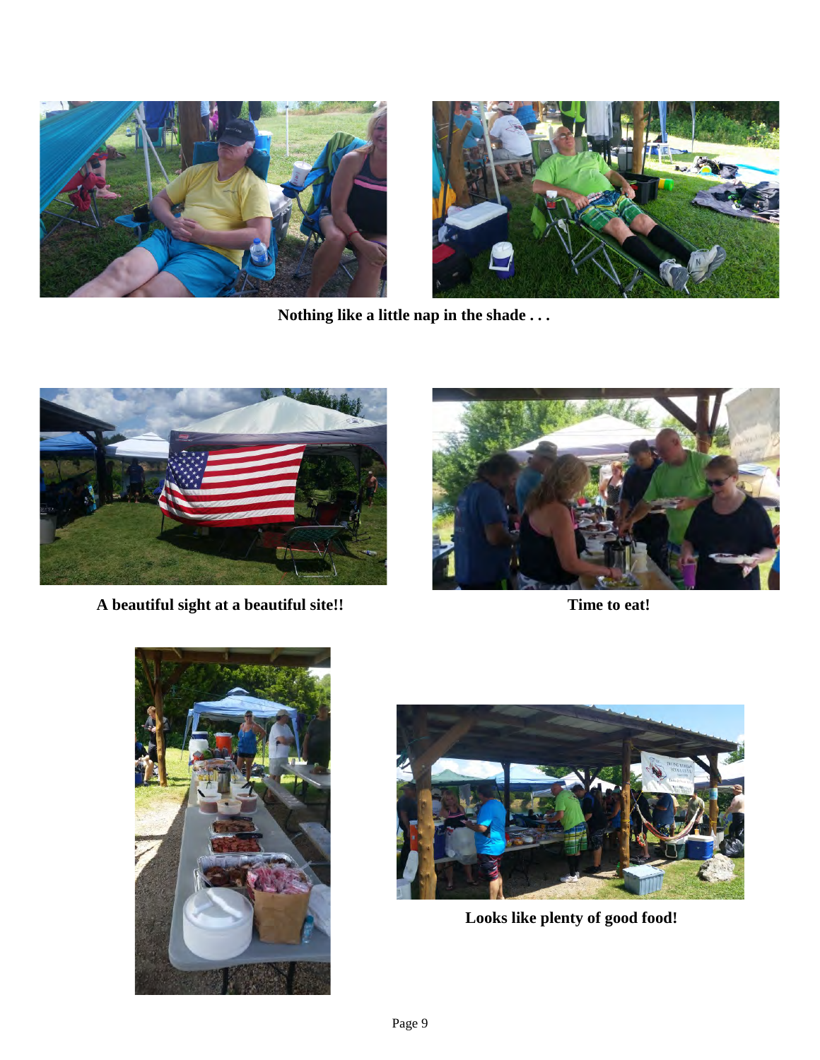**Nothing like a little nap in the shade . . .**

**A beautiful sight at a beautiful site!!**

**Time to eat!**

**Looks like plenty of good food!**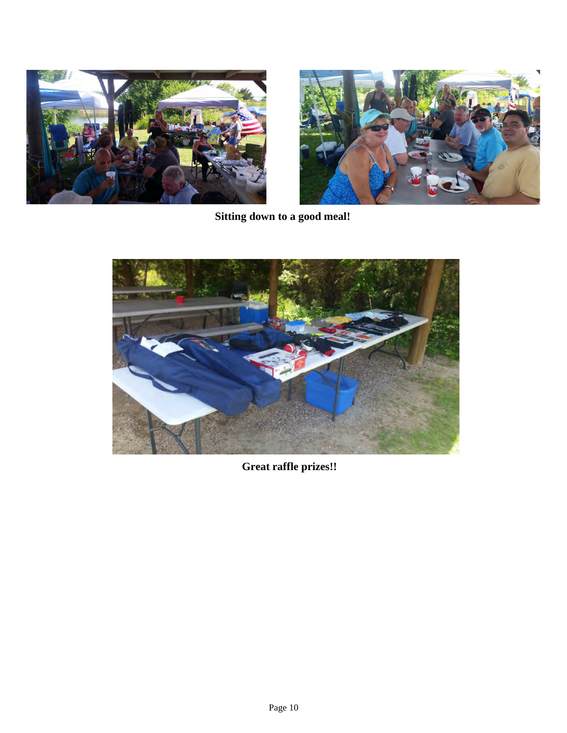**Sitting down to a good meal!**

**Great raffle prizes!!**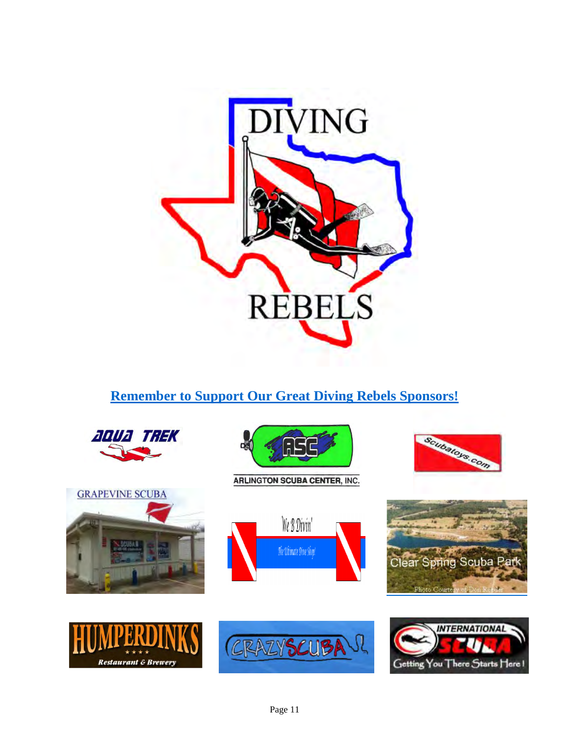DIVING

REBELS

## Remember to Support Our Great Diving Rebels Sponsors!

AQUA TREK

ARLINGTON SCUBA CENTER, INC.

Scubatoys.com

GRAPEVINE SCUBA

We B Divin'

The Ultimate Dive Shop!

Clear Spring Scuba Park

Photo Courtesy of Don Reeder

HUMPERDINKS

Restaurant & Brewery

CRAZYSCUBA

INTERNATIONAL SCUBA

Getting You There Starts Here!